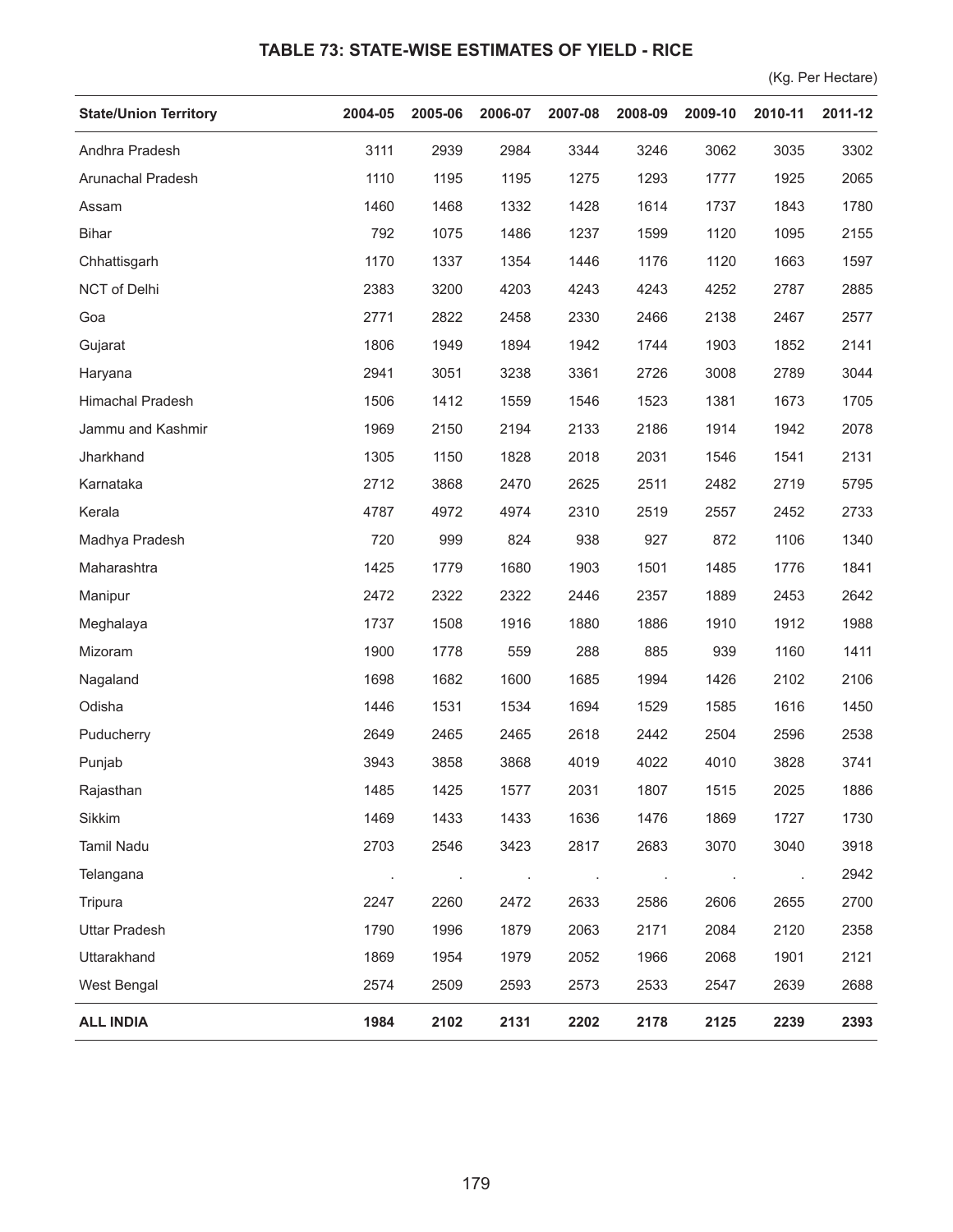## TABLE 73: STATE-WISE ESTIMATES OF YIELD - RICE

(Kg. Per Hectare)

| State/Union Territory | 2004-05 | 2005-06 | 2006-07 | 2007-08 | 2008-09 | 2009-10 | 2010-11 | 2011-12 |
|---|---|---|---|---|---|---|---|---|
| Andhra Pradesh | 3111 | 2939 | 2984 | 3344 | 3246 | 3062 | 3035 | 3302 |
| Arunachal Pradesh | 1110 | 1195 | 1195 | 1275 | 1293 | 1777 | 1925 | 2065 |
| Assam | 1460 | 1468 | 1332 | 1428 | 1614 | 1737 | 1843 | 1780 |
| Bihar | 792 | 1075 | 1486 | 1237 | 1599 | 1120 | 1095 | 2155 |
| Chhattisgarh | 1170 | 1337 | 1354 | 1446 | 1176 | 1120 | 1663 | 1597 |
| NCT of Delhi | 2383 | 3200 | 4203 | 4243 | 4243 | 4252 | 2787 | 2885 |
| Goa | 2771 | 2822 | 2458 | 2330 | 2466 | 2138 | 2467 | 2577 |
| Gujarat | 1806 | 1949 | 1894 | 1942 | 1744 | 1903 | 1852 | 2141 |
| Haryana | 2941 | 3051 | 3238 | 3361 | 2726 | 3008 | 2789 | 3044 |
| Himachal Pradesh | 1506 | 1412 | 1559 | 1546 | 1523 | 1381 | 1673 | 1705 |
| Jammu and Kashmir | 1969 | 2150 | 2194 | 2133 | 2186 | 1914 | 1942 | 2078 |
| Jharkhand | 1305 | 1150 | 1828 | 2018 | 2031 | 1546 | 1541 | 2131 |
| Karnataka | 2712 | 3868 | 2470 | 2625 | 2511 | 2482 | 2719 | 5795 |
| Kerala | 4787 | 4972 | 4974 | 2310 | 2519 | 2557 | 2452 | 2733 |
| Madhya Pradesh | 720 | 999 | 824 | 938 | 927 | 872 | 1106 | 1340 |
| Maharashtra | 1425 | 1779 | 1680 | 1903 | 1501 | 1485 | 1776 | 1841 |
| Manipur | 2472 | 2322 | 2322 | 2446 | 2357 | 1889 | 2453 | 2642 |
| Meghalaya | 1737 | 1508 | 1916 | 1880 | 1886 | 1910 | 1912 | 1988 |
| Mizoram | 1900 | 1778 | 559 | 288 | 885 | 939 | 1160 | 1411 |
| Nagaland | 1698 | 1682 | 1600 | 1685 | 1994 | 1426 | 2102 | 2106 |
| Odisha | 1446 | 1531 | 1534 | 1694 | 1529 | 1585 | 1616 | 1450 |
| Puducherry | 2649 | 2465 | 2465 | 2618 | 2442 | 2504 | 2596 | 2538 |
| Punjab | 3943 | 3858 | 3868 | 4019 | 4022 | 4010 | 3828 | 3741 |
| Rajasthan | 1485 | 1425 | 1577 | 2031 | 1807 | 1515 | 2025 | 1886 |
| Sikkim | 1469 | 1433 | 1433 | 1636 | 1476 | 1869 | 1727 | 1730 |
| Tamil Nadu | 2703 | 2546 | 3423 | 2817 | 2683 | 3070 | 3040 | 3918 |
| Telangana | . | . | . | . | . | . | . | 2942 |
| Tripura | 2247 | 2260 | 2472 | 2633 | 2586 | 2606 | 2655 | 2700 |
| Uttar Pradesh | 1790 | 1996 | 1879 | 2063 | 2171 | 2084 | 2120 | 2358 |
| Uttarakhand | 1869 | 1954 | 1979 | 2052 | 1966 | 2068 | 1901 | 2121 |
| West Bengal | 2574 | 2509 | 2593 | 2573 | 2533 | 2547 | 2639 | 2688 |
| **ALL INDIA** | **1984** | **2102** | **2131** | **2202** | **2178** | **2125** | **2239** | **2393** |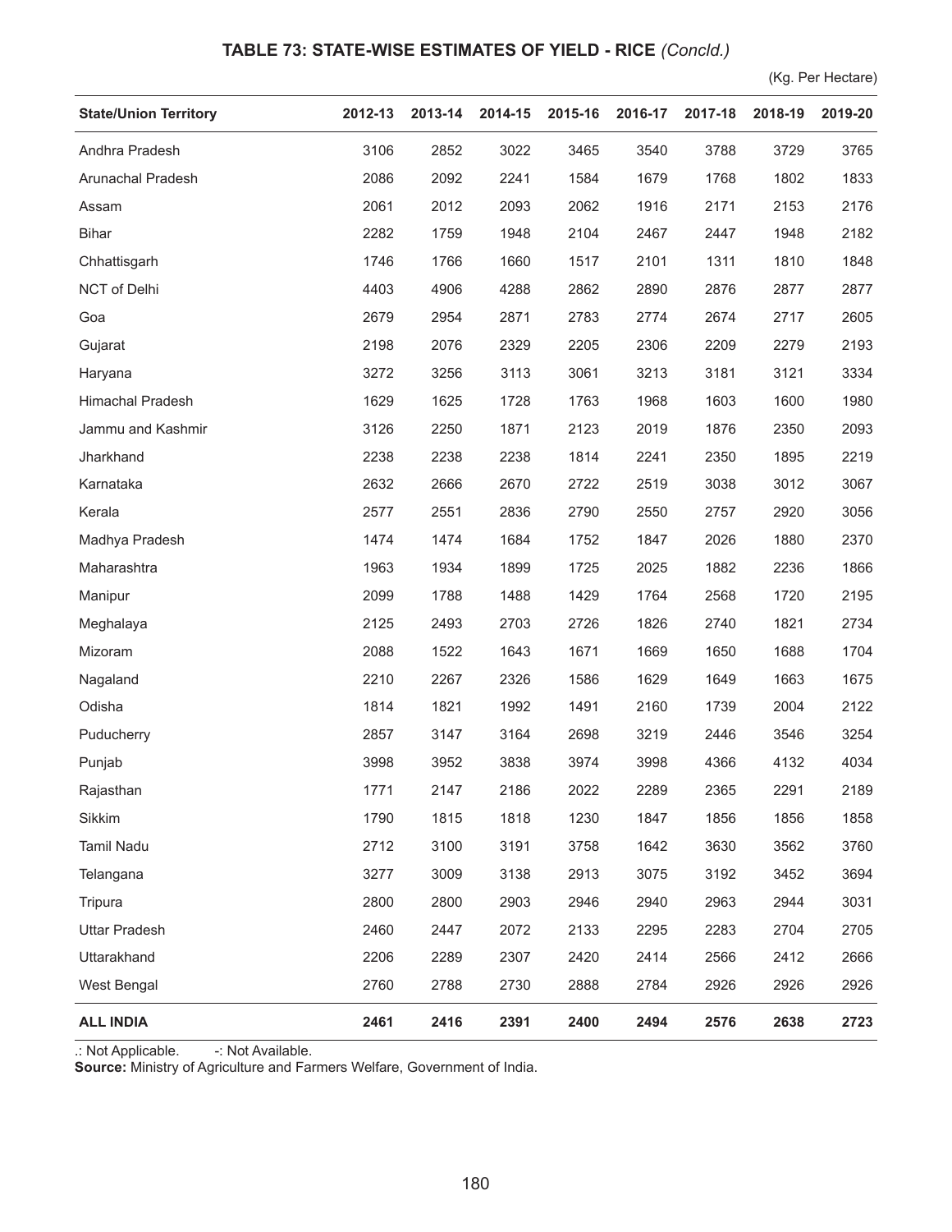## TABLE 73: STATE-WISE ESTIMATES OF YIELD - RICE *(Concld.)*

(Kg. Per Hectare)

| State/Union Territory | 2012-13 | 2013-14 | 2014-15 | 2015-16 | 2016-17 | 2017-18 | 2018-19 | 2019-20 |
|---|---|---|---|---|---|---|---|---|
| Andhra Pradesh | 3106 | 2852 | 3022 | 3465 | 3540 | 3788 | 3729 | 3765 |
| Arunachal Pradesh | 2086 | 2092 | 2241 | 1584 | 1679 | 1768 | 1802 | 1833 |
| Assam | 2061 | 2012 | 2093 | 2062 | 1916 | 2171 | 2153 | 2176 |
| Bihar | 2282 | 1759 | 1948 | 2104 | 2467 | 2447 | 1948 | 2182 |
| Chhattisgarh | 1746 | 1766 | 1660 | 1517 | 2101 | 1311 | 1810 | 1848 |
| NCT of Delhi | 4403 | 4906 | 4288 | 2862 | 2890 | 2876 | 2877 | 2877 |
| Goa | 2679 | 2954 | 2871 | 2783 | 2774 | 2674 | 2717 | 2605 |
| Gujarat | 2198 | 2076 | 2329 | 2205 | 2306 | 2209 | 2279 | 2193 |
| Haryana | 3272 | 3256 | 3113 | 3061 | 3213 | 3181 | 3121 | 3334 |
| Himachal Pradesh | 1629 | 1625 | 1728 | 1763 | 1968 | 1603 | 1600 | 1980 |
| Jammu and Kashmir | 3126 | 2250 | 1871 | 2123 | 2019 | 1876 | 2350 | 2093 |
| Jharkhand | 2238 | 2238 | 2238 | 1814 | 2241 | 2350 | 1895 | 2219 |
| Karnataka | 2632 | 2666 | 2670 | 2722 | 2519 | 3038 | 3012 | 3067 |
| Kerala | 2577 | 2551 | 2836 | 2790 | 2550 | 2757 | 2920 | 3056 |
| Madhya Pradesh | 1474 | 1474 | 1684 | 1752 | 1847 | 2026 | 1880 | 2370 |
| Maharashtra | 1963 | 1934 | 1899 | 1725 | 2025 | 1882 | 2236 | 1866 |
| Manipur | 2099 | 1788 | 1488 | 1429 | 1764 | 2568 | 1720 | 2195 |
| Meghalaya | 2125 | 2493 | 2703 | 2726 | 1826 | 2740 | 1821 | 2734 |
| Mizoram | 2088 | 1522 | 1643 | 1671 | 1669 | 1650 | 1688 | 1704 |
| Nagaland | 2210 | 2267 | 2326 | 1586 | 1629 | 1649 | 1663 | 1675 |
| Odisha | 1814 | 1821 | 1992 | 1491 | 2160 | 1739 | 2004 | 2122 |
| Puducherry | 2857 | 3147 | 3164 | 2698 | 3219 | 2446 | 3546 | 3254 |
| Punjab | 3998 | 3952 | 3838 | 3974 | 3998 | 4366 | 4132 | 4034 |
| Rajasthan | 1771 | 2147 | 2186 | 2022 | 2289 | 2365 | 2291 | 2189 |
| Sikkim | 1790 | 1815 | 1818 | 1230 | 1847 | 1856 | 1856 | 1858 |
| Tamil Nadu | 2712 | 3100 | 3191 | 3758 | 1642 | 3630 | 3562 | 3760 |
| Telangana | 3277 | 3009 | 3138 | 2913 | 3075 | 3192 | 3452 | 3694 |
| Tripura | 2800 | 2800 | 2903 | 2946 | 2940 | 2963 | 2944 | 3031 |
| Uttar Pradesh | 2460 | 2447 | 2072 | 2133 | 2295 | 2283 | 2704 | 2705 |
| Uttarakhand | 2206 | 2289 | 2307 | 2420 | 2414 | 2566 | 2412 | 2666 |
| West Bengal | 2760 | 2788 | 2730 | 2888 | 2784 | 2926 | 2926 | 2926 |
| **ALL INDIA** | **2461** | **2416** | **2391** | **2400** | **2494** | **2576** | **2638** | **2723** |

.: Not Applicable. -: Not Available.

**Source:** Ministry of Agriculture and Farmers Welfare, Government of India.